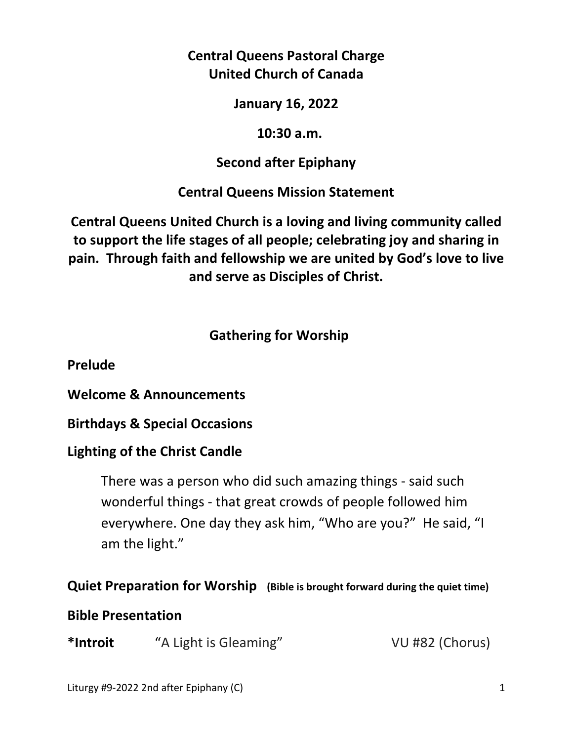**Central Queens Pastoral Charge**
**United Church of Canada**

**January 16, 2022**

**10:30 a.m.**

**Second after Epiphany**

**Central Queens Mission Statement**

**Central Queens United Church is a loving and living community called to support the life stages of all people; celebrating joy and sharing in pain. Through faith and fellowship we are united by God's love to live and serve as Disciples of Christ.**

## Gathering for Worship

**Prelude**

**Welcome & Announcements**

**Birthdays & Special Occasions**

**Lighting of the Christ Candle**

> There was a person who did such amazing things - said such wonderful things - that great crowds of people followed him everywhere. One day they ask him, "Who are you?" He said, "I am the light."

**Quiet Preparation for Worship** **(Bible is brought forward during the quiet time)**

**Bible Presentation**

**\*Introit** "A Light is Gleaming" VU #82 (Chorus)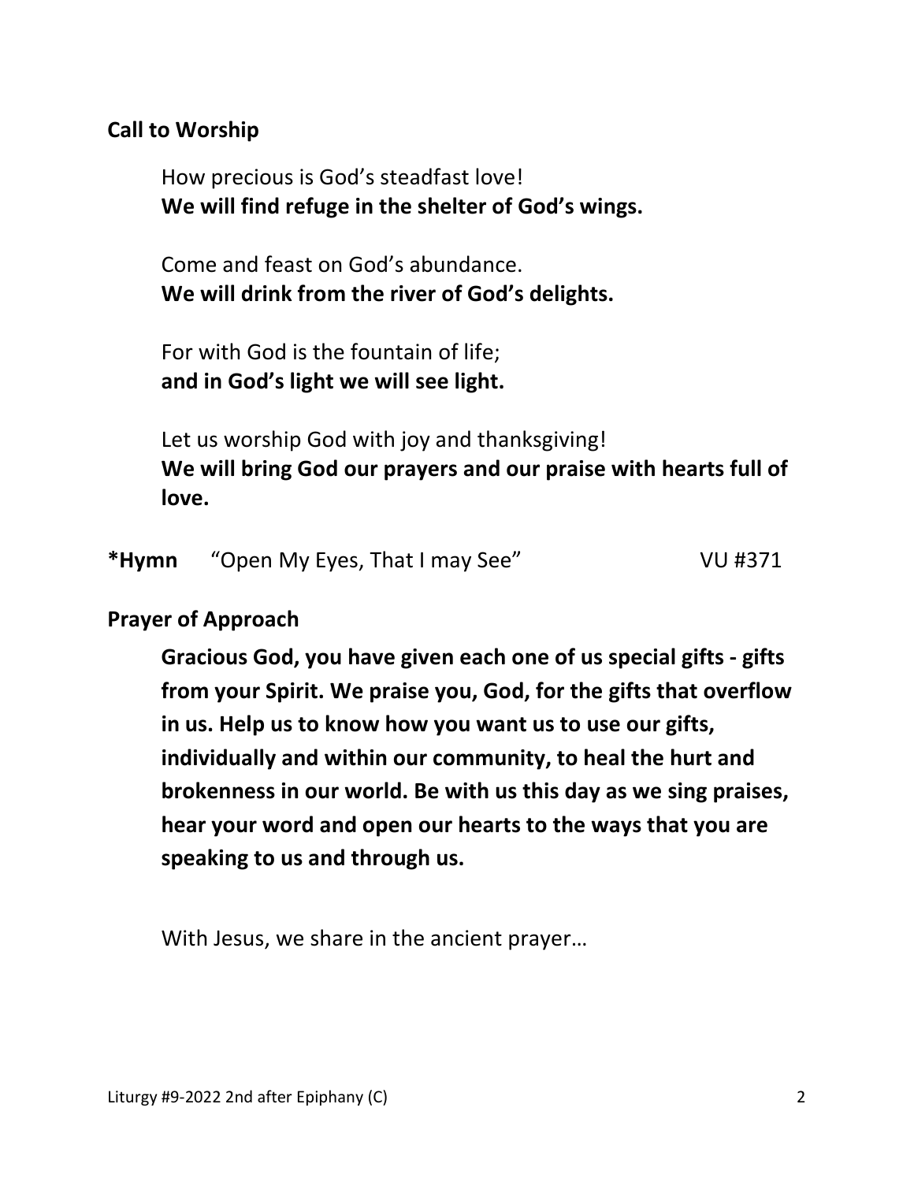**Call to Worship**

How precious is God's steadfast love!
**We will find refuge in the shelter of God's wings.**

Come and feast on God's abundance.
**We will drink from the river of God's delights.**

For with God is the fountain of life;
**and in God's light we will see light.**

Let us worship God with joy and thanksgiving!
**We will bring God our prayers and our praise with hearts full of love.**

**\*Hymn** "Open My Eyes, That I may See" VU #371

**Prayer of Approach**

**Gracious God, you have given each one of us special gifts - gifts from your Spirit. We praise you, God, for the gifts that overflow in us. Help us to know how you want us to use our gifts, individually and within our community, to heal the hurt and brokenness in our world. Be with us this day as we sing praises, hear your word and open our hearts to the ways that you are speaking to us and through us.**

With Jesus, we share in the ancient prayer…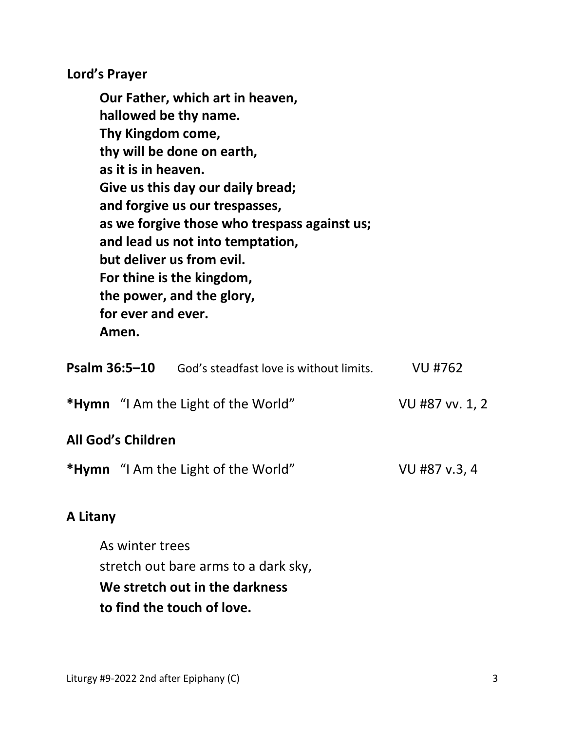**Lord's Prayer**

**Our Father, which art in heaven,**
**hallowed be thy name.**
**Thy Kingdom come,**
**thy will be done on earth,**
**as it is in heaven.**
**Give us this day our daily bread;**
**and forgive us our trespasses,**
**as we forgive those who trespass against us;**
**and lead us not into temptation,**
**but deliver us from evil.**
**For thine is the kingdom,**
**the power, and the glory,**
**for ever and ever.**
**Amen.**

**Psalm 36:5–10** God's steadfast love is without limits. VU #762

***Hymn** "I Am the Light of the World" VU #87 vv. 1, 2

**All God's Children**

***Hymn** "I Am the Light of the World" VU #87 v.3, 4

**A Litany**

As winter trees
stretch out bare arms to a dark sky,
**We stretch out in the darkness**
**to find the touch of love.**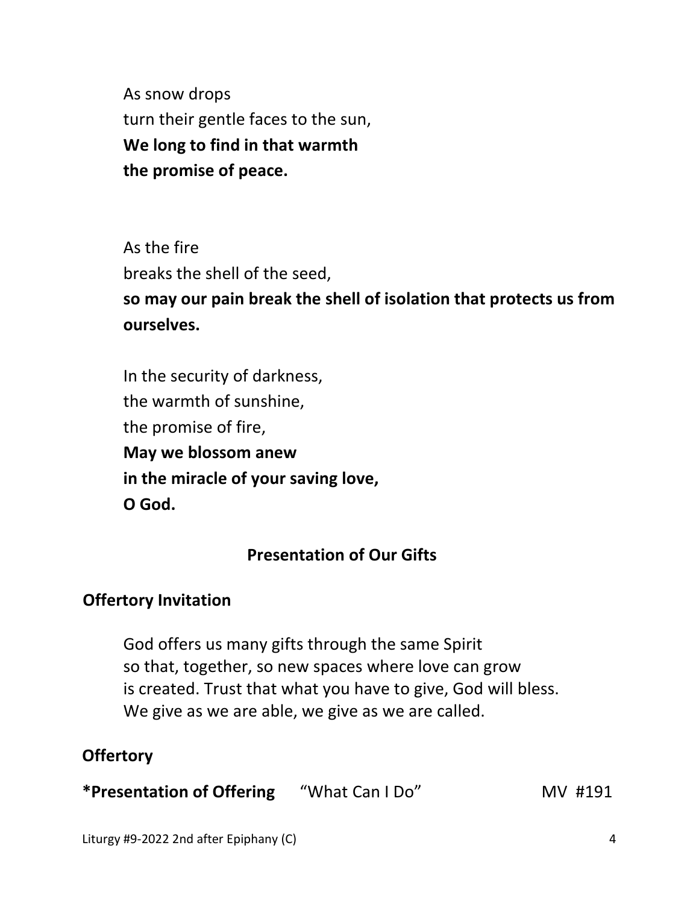As snow drops  
turn their gentle faces to the sun,  
**We long to find in that warmth**  
**the promise of peace.**

As the fire  
breaks the shell of the seed,  
**so may our pain break the shell of isolation that protects us from ourselves.**

In the security of darkness,  
the warmth of sunshine,  
the promise of fire,  
**May we blossom anew**  
**in the miracle of your saving love,**  
**O God.**

## Presentation of Our Gifts

**Offertory Invitation**

God offers us many gifts through the same Spirit  
so that, together, so new spaces where love can grow  
is created. Trust that what you have to give, God will bless.  
We give as we are able, we give as we are called.

**Offertory**

**\*Presentation of Offering** "What Can I Do" MV #191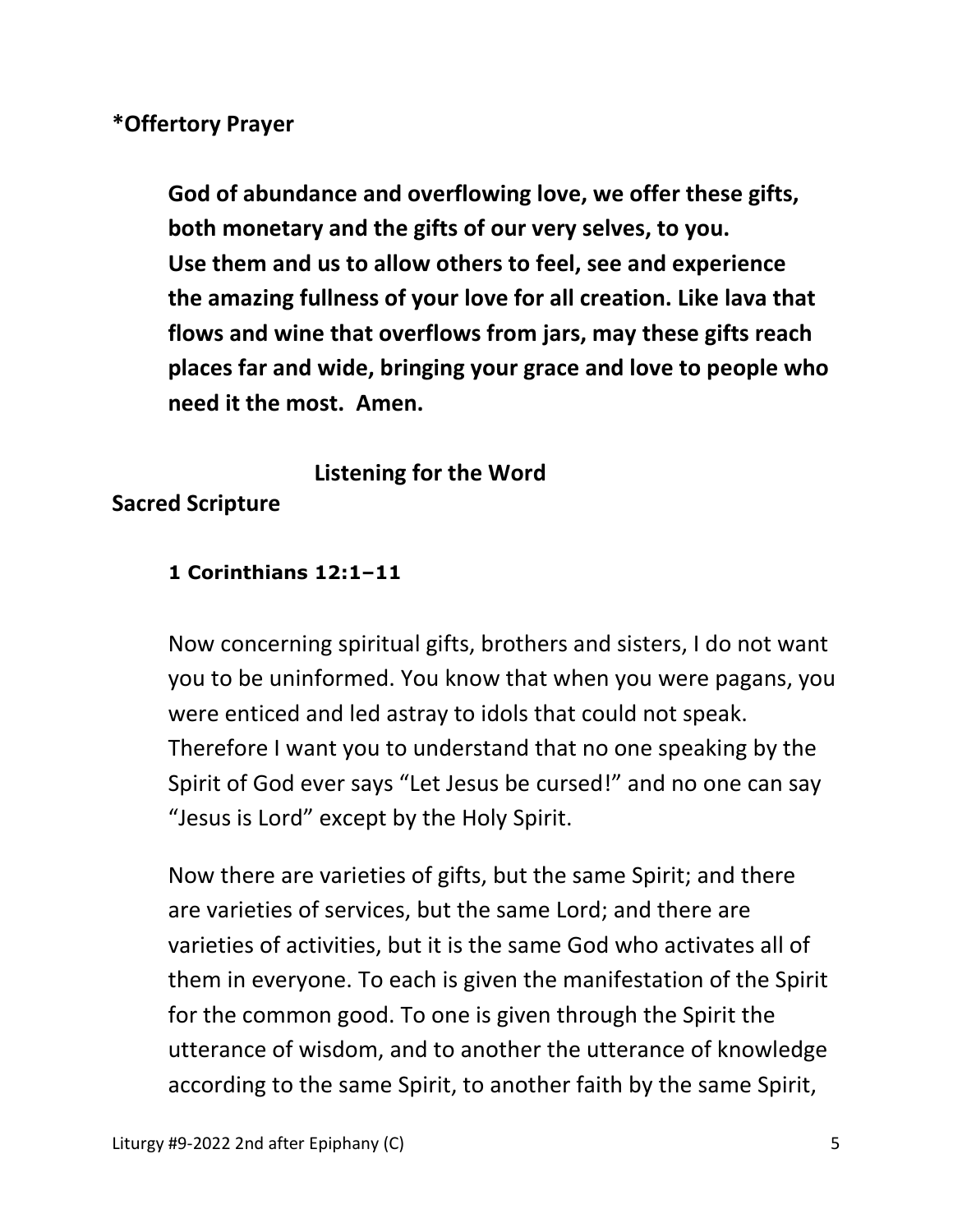**\*Offertory Prayer**

**God of abundance and overflowing love, we offer these gifts, both monetary and the gifts of our very selves, to you. Use them and us to allow others to feel, see and experience the amazing fullness of your love for all creation. Like lava that flows and wine that overflows from jars, may these gifts reach places far and wide, bringing your grace and love to people who need it the most. Amen.**

**Listening for the Word**

**Sacred Scripture**

**1 Corinthians 12:1–11**

Now concerning spiritual gifts, brothers and sisters, I do not want you to be uninformed. You know that when you were pagans, you were enticed and led astray to idols that could not speak. Therefore I want you to understand that no one speaking by the Spirit of God ever says "Let Jesus be cursed!" and no one can say "Jesus is Lord" except by the Holy Spirit.

Now there are varieties of gifts, but the same Spirit; and there are varieties of services, but the same Lord; and there are varieties of activities, but it is the same God who activates all of them in everyone. To each is given the manifestation of the Spirit for the common good. To one is given through the Spirit the utterance of wisdom, and to another the utterance of knowledge according to the same Spirit, to another faith by the same Spirit,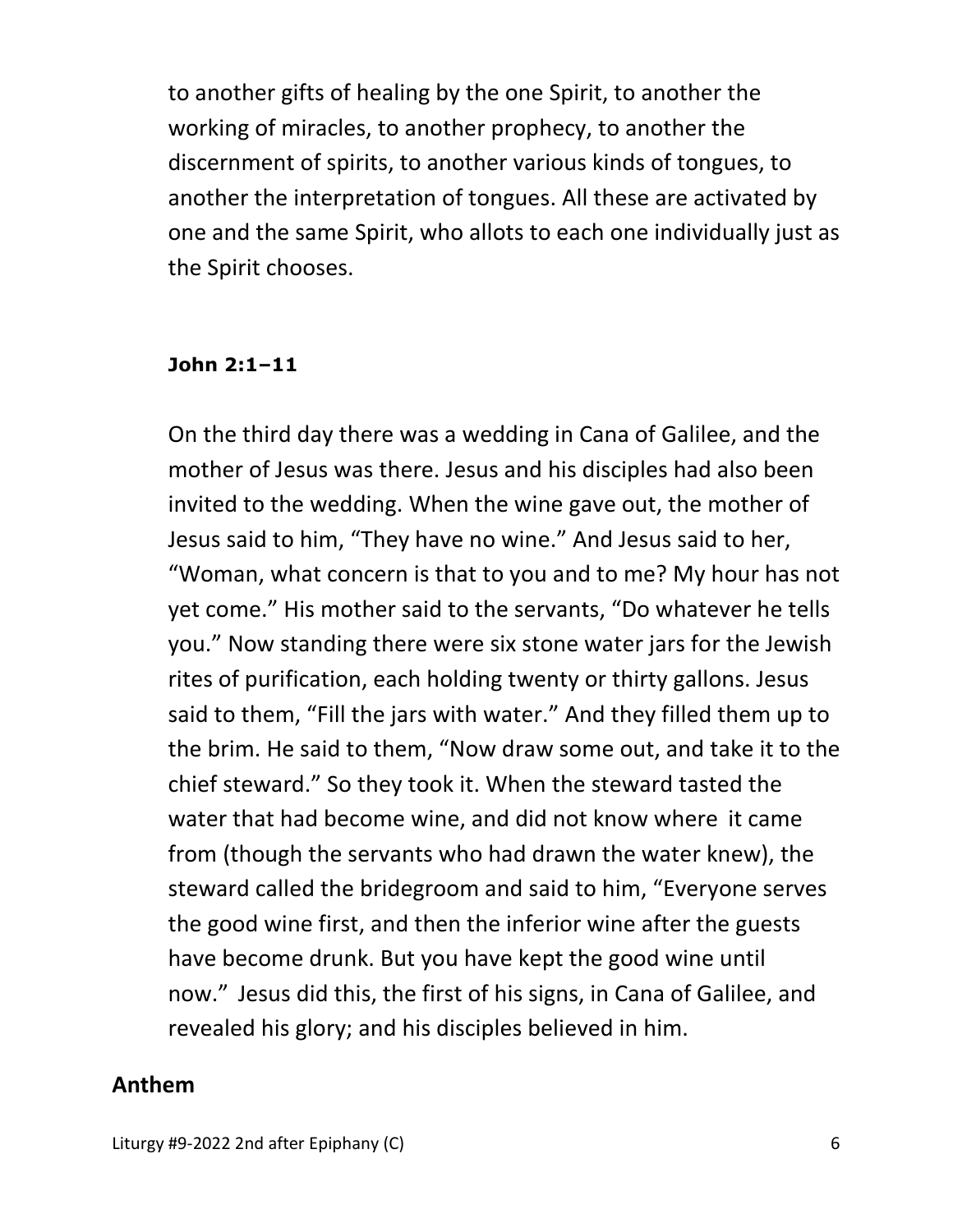to another gifts of healing by the one Spirit, to another the working of miracles, to another prophecy, to another the discernment of spirits, to another various kinds of tongues, to another the interpretation of tongues. All these are activated by one and the same Spirit, who allots to each one individually just as the Spirit chooses.

**John 2:1–11**

On the third day there was a wedding in Cana of Galilee, and the mother of Jesus was there. Jesus and his disciples had also been invited to the wedding. When the wine gave out, the mother of Jesus said to him, “They have no wine.” And Jesus said to her, “Woman, what concern is that to you and to me? My hour has not yet come.” His mother said to the servants, “Do whatever he tells you.” Now standing there were six stone water jars for the Jewish rites of purification, each holding twenty or thirty gallons. Jesus said to them, “Fill the jars with water.” And they filled them up to the brim. He said to them, “Now draw some out, and take it to the chief steward.” So they took it. When the steward tasted the water that had become wine, and did not know where it came from (though the servants who had drawn the water knew), the steward called the bridegroom and said to him, “Everyone serves the good wine first, and then the inferior wine after the guests have become drunk. But you have kept the good wine until now.” Jesus did this, the first of his signs, in Cana of Galilee, and revealed his glory; and his disciples believed in him.

## Anthem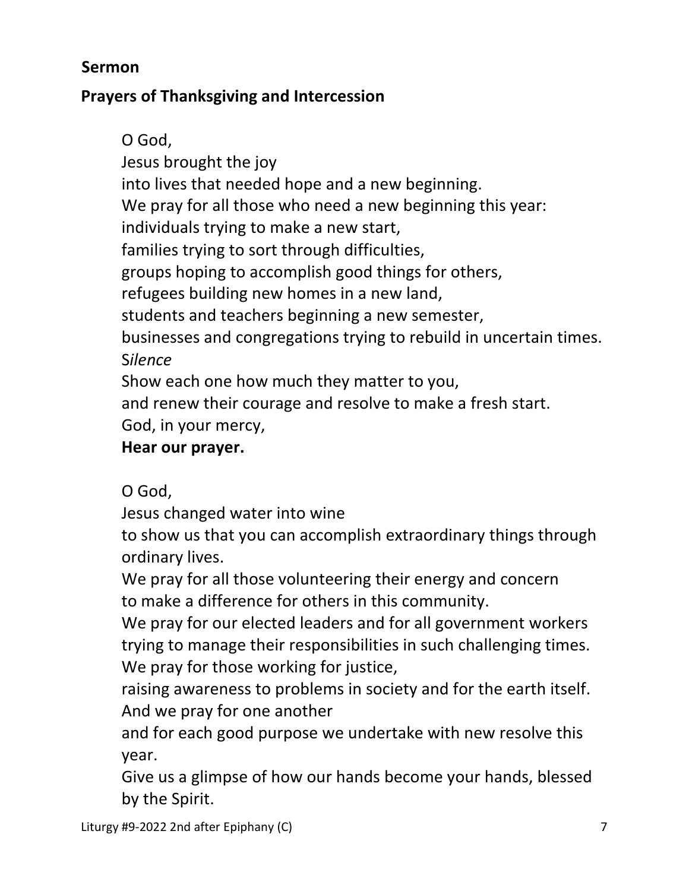**Sermon**

**Prayers of Thanksgiving and Intercession**

O God,
Jesus brought the joy
into lives that needed hope and a new beginning.
We pray for all those who need a new beginning this year:
individuals trying to make a new start,
families trying to sort through difficulties,
groups hoping to accomplish good things for others,
refugees building new homes in a new land,
students and teachers beginning a new semester,
businesses and congregations trying to rebuild in uncertain times.
S*ilence*
Show each one how much they matter to you,
and renew their courage and resolve to make a fresh start.
God, in your mercy,
**Hear our prayer.**

O God,
Jesus changed water into wine
to show us that you can accomplish extraordinary things through ordinary lives.
We pray for all those volunteering their energy and concern
to make a difference for others in this community.
We pray for our elected leaders and for all government workers
trying to manage their responsibilities in such challenging times.
We pray for those working for justice,
raising awareness to problems in society and for the earth itself.
And we pray for one another
and for each good purpose we undertake with new resolve this year.
Give us a glimpse of how our hands become your hands, blessed by the Spirit.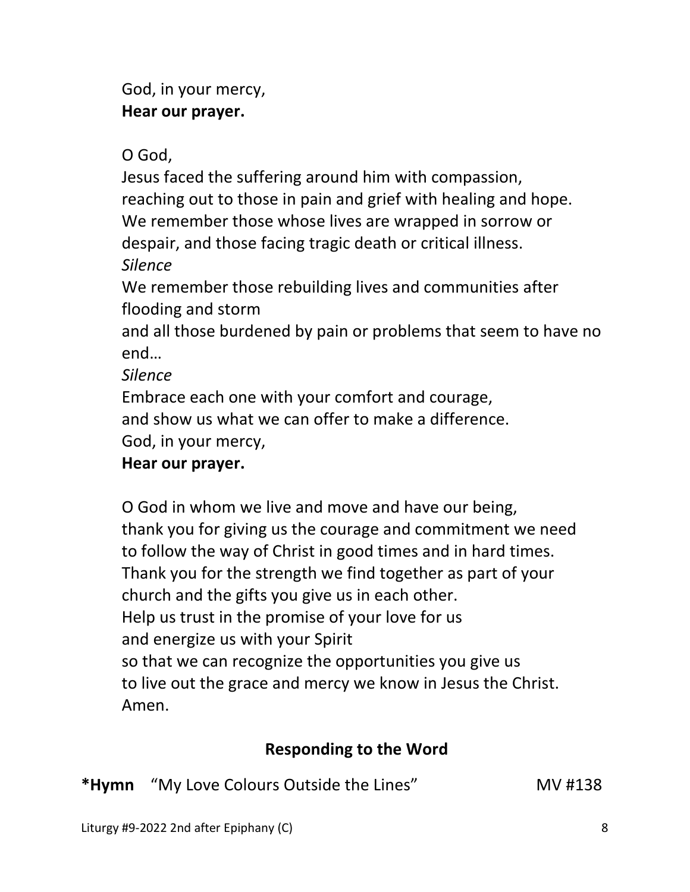God, in your mercy,
**Hear our prayer.**

O God,
Jesus faced the suffering around him with compassion,
reaching out to those in pain and grief with healing and hope.
We remember those whose lives are wrapped in sorrow or despair, and those facing tragic death or critical illness.
*Silence*
We remember those rebuilding lives and communities after flooding and storm
and all those burdened by pain or problems that seem to have no end…
*Silence*
Embrace each one with your comfort and courage,
and show us what we can offer to make a difference.
God, in your mercy,
**Hear our prayer.**

O God in whom we live and move and have our being,
thank you for giving us the courage and commitment we need
to follow the way of Christ in good times and in hard times.
Thank you for the strength we find together as part of your church and the gifts you give us in each other.
Help us trust in the promise of your love for us
and energize us with your Spirit
so that we can recognize the opportunities you give us
to live out the grace and mercy we know in Jesus the Christ.
Amen.

## Responding to the Word

**\*Hymn** "My Love Colours Outside the Lines" MV #138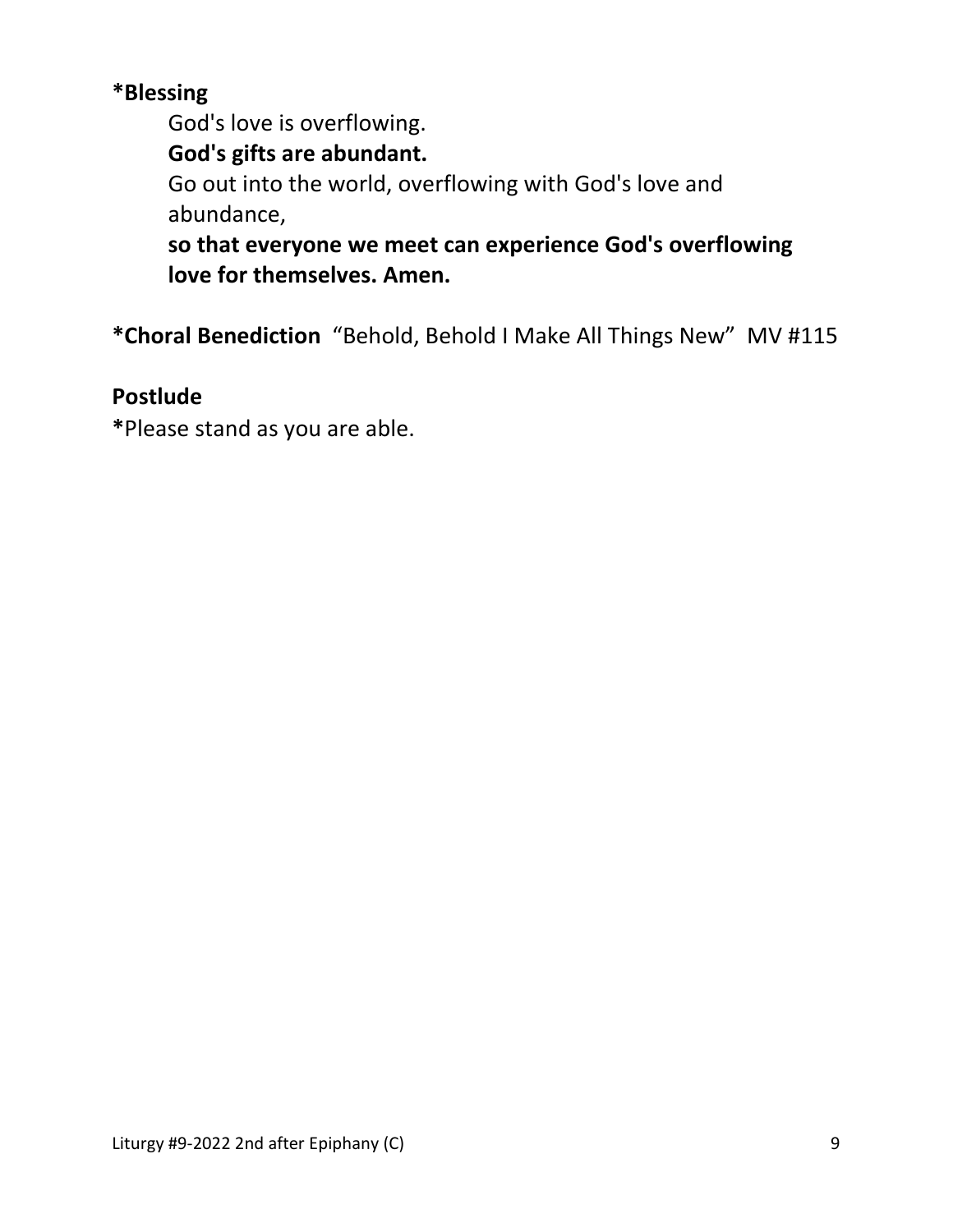**\*Blessing**

God's love is overflowing.

**God's gifts are abundant.**

Go out into the world, overflowing with God's love and abundance,

**so that everyone we meet can experience God's overflowing love for themselves. Amen.**

**\*Choral Benediction** "Behold, Behold I Make All Things New" MV #115

**Postlude**

**\***Please stand as you are able.